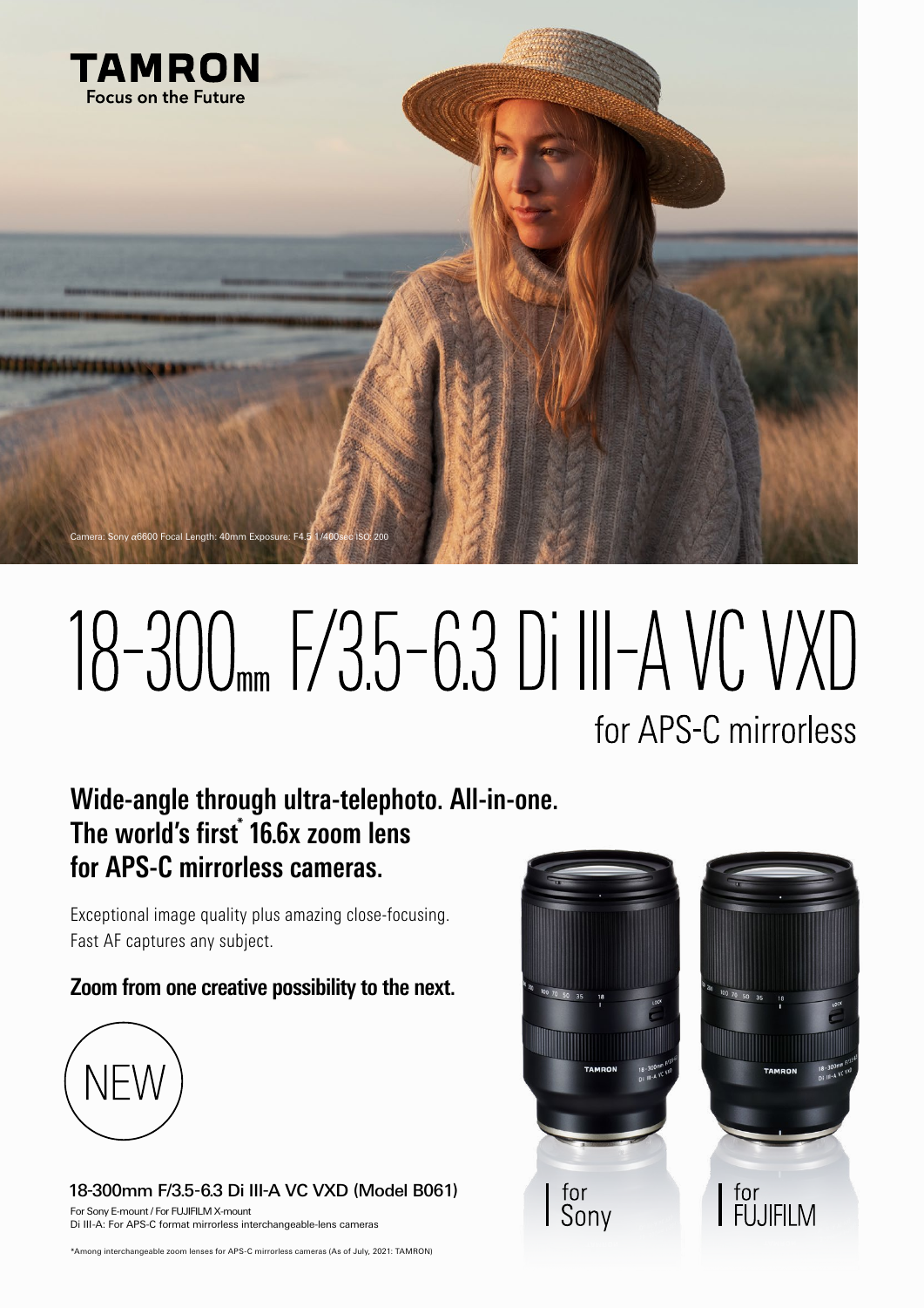TAMRON
Focus on the Future

Camera: Sony α6600 Focal Length: 40mm Exposure: F4.5 1/400sec ISO: 200

# 18-300mm F/3.5-6.3 Di III-A VC VXD

for APS-C mirrorless

## Wide-angle through ultra-telephoto. All-in-one. The world's first* 16.6x zoom lens for APS-C mirrorless cameras.

Exceptional image quality plus amazing close-focusing.
Fast AF captures any subject.

**Zoom from one creative possibility to the next.**

NEW

for Sony

for FUJIFILM

**18-300mm F/3.5-6.3 Di III-A VC VXD (Model B061)**

For Sony E-mount / For FUJIFILM X-mount
Di III-A: For APS-C format mirrorless interchangeable-lens cameras

*Among interchangeable zoom lenses for APS-C mirrorless cameras (As of July, 2021: TAMRON)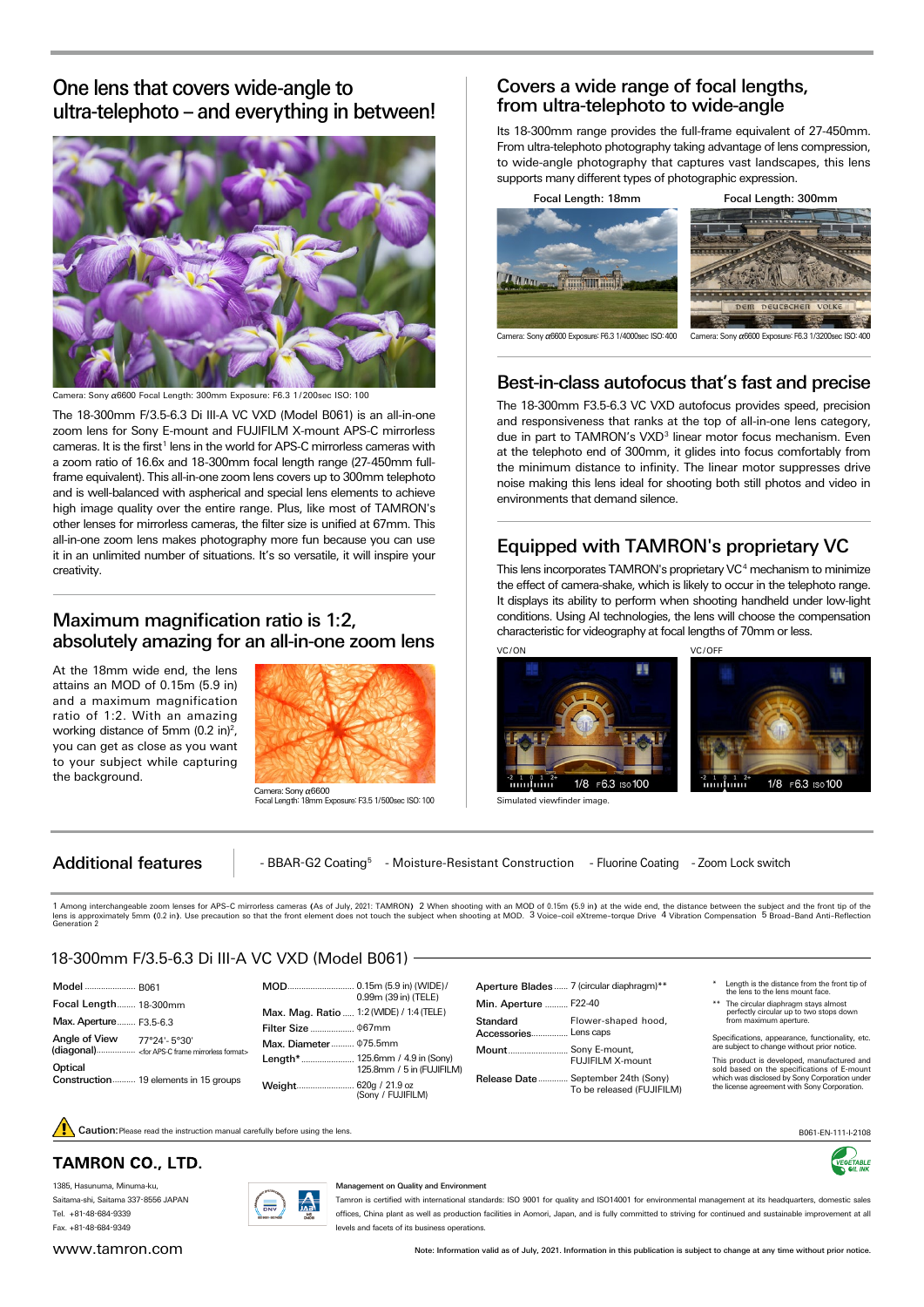## One lens that covers wide-angle to ultra-telephoto – and everything in between!

Camera: Sony α6600 Focal Length: 300mm Exposure: F6.3 1/200sec ISO: 100

The 18-300mm F/3.5-6.3 Di III-A VC VXD (Model B061) is an all-in-one zoom lens for Sony E-mount and FUJIFILM X-mount APS-C mirrorless cameras. It is the first[1] lens in the world for APS-C mirrorless cameras with a zoom ratio of 16.6x and 18-300mm focal length range (27-450mm full-frame equivalent). This all-in-one zoom lens covers up to 300mm telephoto and is well-balanced with aspherical and special lens elements to achieve high image quality over the entire range. Plus, like most of TAMRON's other lenses for mirrorless cameras, the filter size is unified at 67mm. This all-in-one zoom lens makes photography more fun because you can use it in an unlimited number of situations. It's so versatile, it will inspire your creativity.

## Maximum magnification ratio is 1:2, absolutely amazing for an all-in-one zoom lens

At the 18mm wide end, the lens attains an MOD of 0.15m (5.9 in) and a maximum magnification ratio of 1:2. With an amazing working distance of 5mm (0.2 in)[2], you can get as close as you want to your subject while capturing the background.

Camera: Sony α6600
Focal Length: 18mm Exposure: F3.5 1/500sec ISO: 100

## Covers a wide range of focal lengths, from ultra-telephoto to wide-angle

Its 18-300mm range provides the full-frame equivalent of 27-450mm. From ultra-telephoto photography taking advantage of lens compression, to wide-angle photography that captures vast landscapes, this lens supports many different types of photographic expression.

Focal Length: 18mm

Camera: Sony α6600 Exposure: F6.3 1/4000sec ISO: 400

Focal Length: 300mm

Camera: Sony α6600 Exposure: F6.3 1/3200sec ISO: 400

## Best-in-class autofocus that's fast and precise

The 18-300mm F3.5-6.3 VC VXD autofocus provides speed, precision and responsiveness that ranks at the top of all-in-one lens category, due in part to TAMRON's VXD[3] linear motor focus mechanism. Even at the telephoto end of 300mm, it glides into focus comfortably from the minimum distance to infinity. The linear motor suppresses drive noise making this lens ideal for shooting both still photos and video in environments that demand silence.

## Equipped with TAMRON's proprietary VC

This lens incorporates TAMRON's proprietary VC[4] mechanism to minimize the effect of camera-shake, which is likely to occur in the telephoto range. It displays its ability to perform when shooting handheld under low-light conditions. Using AI technologies, the lens will choose the compensation characteristic for videography at focal lengths of 70mm or less.

VC/ON

VC/OFF

Simulated viewfinder image.

## Additional features

- BBAR-G2 Coating[5]
- Moisture-Resistant Construction
- Fluorine Coating
- Zoom Lock switch

1 Among interchangeable zoom lenses for APS-C mirrorless cameras (As of July, 2021: TAMRON) 2 When shooting with an MOD of 0.15m (5.9 in) at the wide end, the distance between the subject and the front tip of the lens is approximately 5mm (0.2 in). Use precaution so that the front element does not touch the subject when shooting at MOD. 3 Voice-coil eXtreme-torque Drive 4 Vibration Compensation 5 Broad-Band Anti-Reflection Generation 2

## 18-300mm F/3.5-6.3 Di III-A VC VXD (Model B061)

| | |
|---|---|
| Model | B061 |
| Focal Length | 18-300mm |
| Max. Aperture | F3.5-6.3 |
| Angle of View (diagonal) | 77°24'- 5°30' <for APS-C frame mirrorless format> |
| Optical Construction | 19 elements in 15 groups |
| MOD | 0.15m (5.9 in) (WIDE) / 0.99m (39 in) (TELE) |
| Max. Mag. Ratio | 1:2 (WIDE) / 1:4 (TELE) |
| Filter Size | Φ67mm |
| Max. Diameter | Φ75.5mm |
| Length* | 125.6mm / 4.9 in (Sony) 125.8mm / 5 in (FUJIFILM) |
| Weight | 620g / 21.9 oz (Sony / FUJIFILM) |
| Aperture Blades | 7 (circular diaphragm)** |
| Min. Aperture | F22-40 |
| Standard Accessories | Flower-shaped hood, Lens caps |
| Mount | Sony E-mount, FUJIFILM X-mount |
| Release Date | September 24th (Sony) To be released (FUJIFILM) |

\* Length is the distance from the front tip of the lens to the lens mount face.

\*\* The circular diaphragm stays almost perfectly circular up to two stops down from maximum aperture.

Specifications, appearance, functionality, etc. are subject to change without prior notice.

This product is developed, manufactured and sold based on the specifications of E-mount which was disclosed by Sony Corporation under the license agreement with Sony Corporation.

**Caution:** Please read the instruction manual carefully before using the lens.

B061-EN-111-I-2108

**TAMRON CO., LTD.**

1385, Hasunuma, Minuma-ku,
Saitama-shi, Saitama 337-8556 JAPAN
Tel. +81-48-684-9339
Fax. +81-48-684-9349

www.tamron.com

**Management on Quality and Environment**

Tamron is certified with international standards: ISO 9001 for quality and ISO14001 for environmental management at its headquarters, domestic sales offices, China plant as well as production facilities in Aomori, Japan, and is fully committed to striving for continued and sustainable improvement at all levels and facets of its business operations.

Note: Information valid as of July, 2021. Information in this publication is subject to change at any time without prior notice.